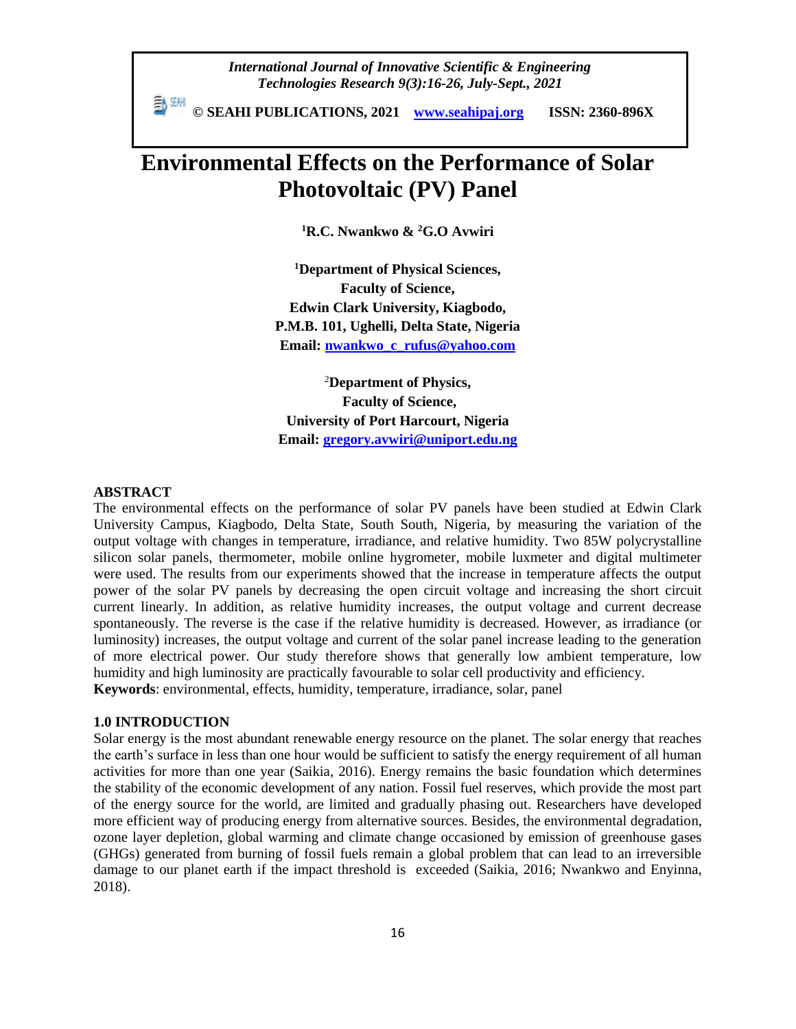*International Journal of Innovative Scientific & Engineering Technologies Research 9(3):16-26, July-Sept., 2021*

**© SEAHI PUBLICATIONS, 2021 www.seahipaj.org ISSN: 2360-896X**

# Environmental Effects on the Performance of Solar Photovoltaic (PV) Panel

**[1]R.C. Nwankwo & [2]G.O Avwiri**

**[1]Department of Physical Sciences,**
**Faculty of Science,**
**Edwin Clark University, Kiagbodo,**
**P.M.B. 101, Ughelli, Delta State, Nigeria**
**Email: nwankwo_c_rufus@yahoo.com**

**[2]Department of Physics,**
**Faculty of Science,**
**University of Port Harcourt, Nigeria**
**Email: gregory.avwiri@uniport.edu.ng**

## ABSTRACT

The environmental effects on the performance of solar PV panels have been studied at Edwin Clark University Campus, Kiagbodo, Delta State, South South, Nigeria, by measuring the variation of the output voltage with changes in temperature, irradiance, and relative humidity. Two 85W polycrystalline silicon solar panels, thermometer, mobile online hygrometer, mobile luxmeter and digital multimeter were used. The results from our experiments showed that the increase in temperature affects the output power of the solar PV panels by decreasing the open circuit voltage and increasing the short circuit current linearly. In addition, as relative humidity increases, the output voltage and current decrease spontaneously. The reverse is the case if the relative humidity is decreased. However, as irradiance (or luminosity) increases, the output voltage and current of the solar panel increase leading to the generation of more electrical power. Our study therefore shows that generally low ambient temperature, low humidity and high luminosity are practically favourable to solar cell productivity and efficiency.

**Keywords**: environmental, effects, humidity, temperature, irradiance, solar, panel

## 1.0 INTRODUCTION

Solar energy is the most abundant renewable energy resource on the planet. The solar energy that reaches the earth's surface in less than one hour would be sufficient to satisfy the energy requirement of all human activities for more than one year (Saikia, 2016). Energy remains the basic foundation which determines the stability of the economic development of any nation. Fossil fuel reserves, which provide the most part of the energy source for the world, are limited and gradually phasing out. Researchers have developed more efficient way of producing energy from alternative sources. Besides, the environmental degradation, ozone layer depletion, global warming and climate change occasioned by emission of greenhouse gases (GHGs) generated from burning of fossil fuels remain a global problem that can lead to an irreversible damage to our planet earth if the impact threshold is exceeded (Saikia, 2016; Nwankwo and Enyinna, 2018).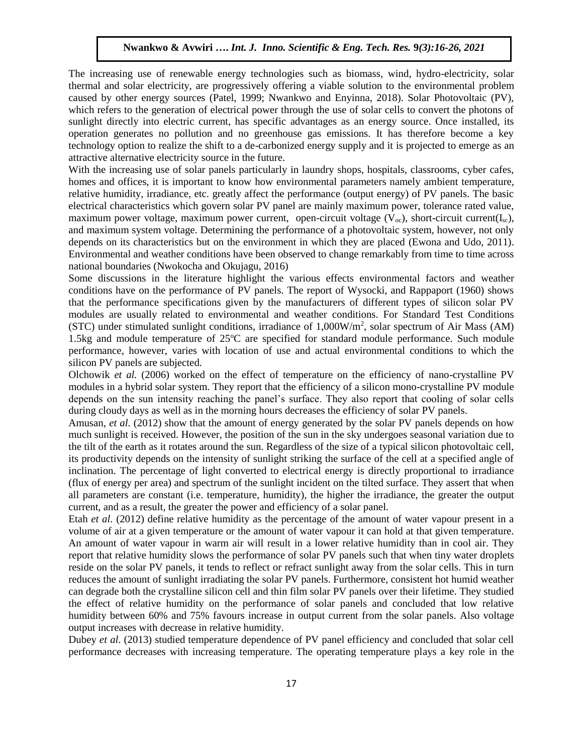The increasing use of renewable energy technologies such as biomass, wind, hydro-electricity, solar thermal and solar electricity, are progressively offering a viable solution to the environmental problem caused by other energy sources (Patel, 1999; Nwankwo and Enyinna, 2018). Solar Photovoltaic (PV), which refers to the generation of electrical power through the use of solar cells to convert the photons of sunlight directly into electric current, has specific advantages as an energy source. Once installed, its operation generates no pollution and no greenhouse gas emissions. It has therefore become a key technology option to realize the shift to a de-carbonized energy supply and it is projected to emerge as an attractive alternative electricity source in the future.

With the increasing use of solar panels particularly in laundry shops, hospitals, classrooms, cyber cafes, homes and offices, it is important to know how environmental parameters namely ambient temperature, relative humidity, irradiance, etc. greatly affect the performance (output energy) of PV panels. The basic electrical characteristics which govern solar PV panel are mainly maximum power, tolerance rated value, maximum power voltage, maximum power current, open-circuit voltage ($V_{oc}$), short-circuit current($I_{sc}$), and maximum system voltage. Determining the performance of a photovoltaic system, however, not only depends on its characteristics but on the environment in which they are placed (Ewona and Udo, 2011). Environmental and weather conditions have been observed to change remarkably from time to time across national boundaries (Nwokocha and Okujagu, 2016)

Some discussions in the literature highlight the various effects environmental factors and weather conditions have on the performance of PV panels. The report of Wysocki, and Rappaport (1960) shows that the performance specifications given by the manufacturers of different types of silicon solar PV modules are usually related to environmental and weather conditions. For Standard Test Conditions (STC) under stimulated sunlight conditions, irradiance of 1,000W/m$^2$, solar spectrum of Air Mass (AM) 1.5kg and module temperature of 25ºC are specified for standard module performance. Such module performance, however, varies with location of use and actual environmental conditions to which the silicon PV panels are subjected.

Olchowik *et al.* (2006) worked on the effect of temperature on the efficiency of nano-crystalline PV modules in a hybrid solar system. They report that the efficiency of a silicon mono-crystalline PV module depends on the sun intensity reaching the panel's surface. They also report that cooling of solar cells during cloudy days as well as in the morning hours decreases the efficiency of solar PV panels.

Amusan, *et al.* (2012) show that the amount of energy generated by the solar PV panels depends on how much sunlight is received. However, the position of the sun in the sky undergoes seasonal variation due to the tilt of the earth as it rotates around the sun. Regardless of the size of a typical silicon photovoltaic cell, its productivity depends on the intensity of sunlight striking the surface of the cell at a specified angle of inclination. The percentage of light converted to electrical energy is directly proportional to irradiance (flux of energy per area) and spectrum of the sunlight incident on the tilted surface. They assert that when all parameters are constant (i.e. temperature, humidity), the higher the irradiance, the greater the output current, and as a result, the greater the power and efficiency of a solar panel.

Etah *et al.* (2012) define relative humidity as the percentage of the amount of water vapour present in a volume of air at a given temperature or the amount of water vapour it can hold at that given temperature. An amount of water vapour in warm air will result in a lower relative humidity than in cool air. They report that relative humidity slows the performance of solar PV panels such that when tiny water droplets reside on the solar PV panels, it tends to reflect or refract sunlight away from the solar cells. This in turn reduces the amount of sunlight irradiating the solar PV panels. Furthermore, consistent hot humid weather can degrade both the crystalline silicon cell and thin film solar PV panels over their lifetime. They studied the effect of relative humidity on the performance of solar panels and concluded that low relative humidity between 60% and 75% favours increase in output current from the solar panels. Also voltage output increases with decrease in relative humidity.

Dubey *et al.* (2013) studied temperature dependence of PV panel efficiency and concluded that solar cell performance decreases with increasing temperature. The operating temperature plays a key role in the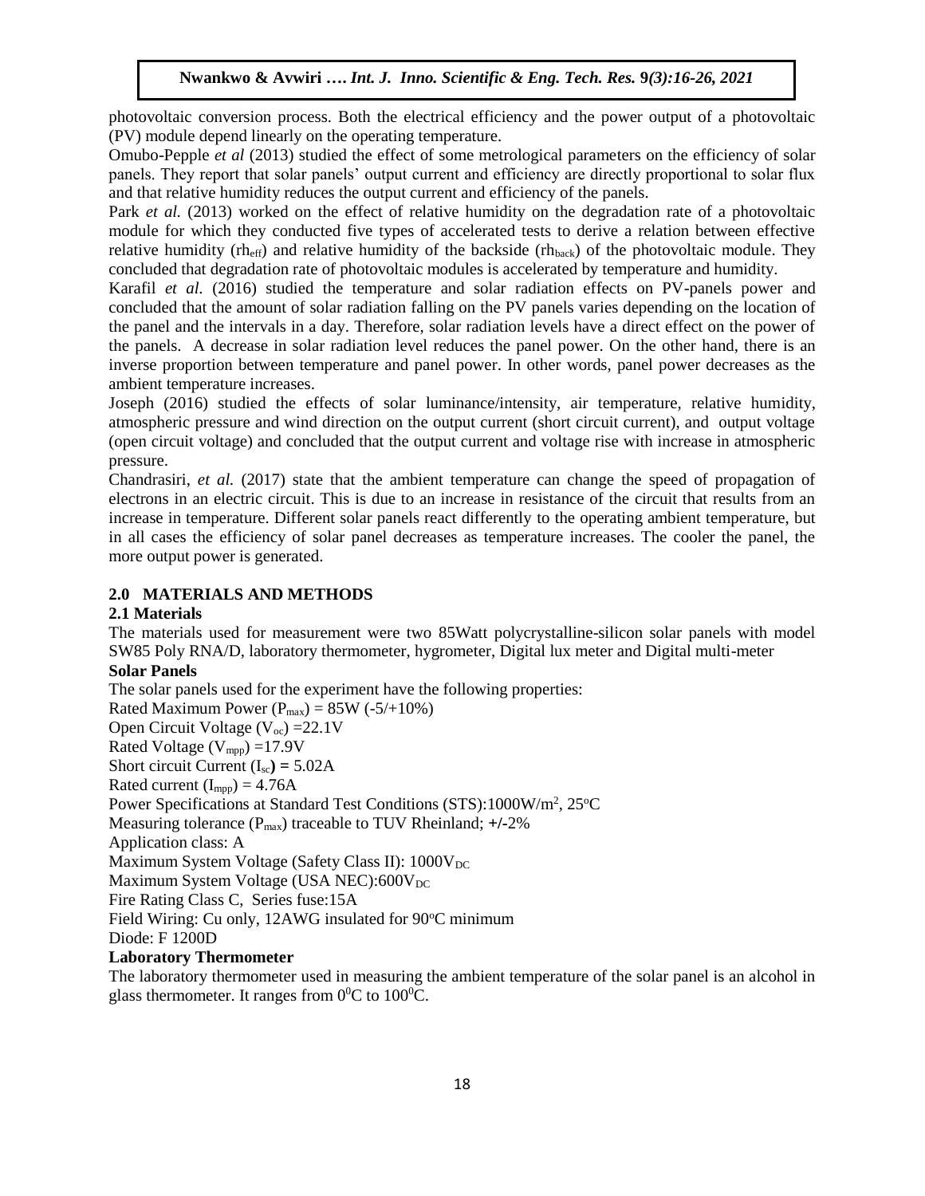photovoltaic conversion process. Both the electrical efficiency and the power output of a photovoltaic (PV) module depend linearly on the operating temperature.

Omubo-Pepple *et al* (2013) studied the effect of some metrological parameters on the efficiency of solar panels. They report that solar panels' output current and efficiency are directly proportional to solar flux and that relative humidity reduces the output current and efficiency of the panels.

Park *et al.* (2013) worked on the effect of relative humidity on the degradation rate of a photovoltaic module for which they conducted five types of accelerated tests to derive a relation between effective relative humidity ($rh_{eff}$) and relative humidity of the backside ($rh_{back}$) of the photovoltaic module. They concluded that degradation rate of photovoltaic modules is accelerated by temperature and humidity.

Karafil *et al.* (2016) studied the temperature and solar radiation effects on PV-panels power and concluded that the amount of solar radiation falling on the PV panels varies depending on the location of the panel and the intervals in a day. Therefore, solar radiation levels have a direct effect on the power of the panels. A decrease in solar radiation level reduces the panel power. On the other hand, there is an inverse proportion between temperature and panel power. In other words, panel power decreases as the ambient temperature increases.

Joseph (2016) studied the effects of solar luminance/intensity, air temperature, relative humidity, atmospheric pressure and wind direction on the output current (short circuit current), and output voltage (open circuit voltage) and concluded that the output current and voltage rise with increase in atmospheric pressure.

Chandrasiri, *et al.* (2017) state that the ambient temperature can change the speed of propagation of electrons in an electric circuit. This is due to an increase in resistance of the circuit that results from an increase in temperature. Different solar panels react differently to the operating ambient temperature, but in all cases the efficiency of solar panel decreases as temperature increases. The cooler the panel, the more output power is generated.

## 2.0 MATERIALS AND METHODS

### 2.1 Materials

The materials used for measurement were two 85Watt polycrystalline-silicon solar panels with model SW85 Poly RNA/D, laboratory thermometer, hygrometer, Digital lux meter and Digital multi-meter

**Solar Panels**

The solar panels used for the experiment have the following properties:

Rated Maximum Power ($P_{max}$) = 85W (-5/+10%)

Open Circuit Voltage ($V_{oc}$) =22.1V

Rated Voltage ($V_{mpp}$) =17.9V

Short circuit Current ($I_{sc}$) = 5.02A

Rated current ($I_{mpp}$) = 4.76A

Power Specifications at Standard Test Conditions (STS):1000W/m$^2$, 25$^o$C

Measuring tolerance ($P_{max}$) traceable to TUV Rheinland; +/-2%

Application class: A

Maximum System Voltage (Safety Class II): 1000$V_{DC}$

Maximum System Voltage (USA NEC):600$V_{DC}$

Fire Rating Class C, Series fuse:15A

Field Wiring: Cu only, 12AWG insulated for 90$^o$C minimum

Diode: F 1200D

**Laboratory Thermometer**

The laboratory thermometer used in measuring the ambient temperature of the solar panel is an alcohol in glass thermometer. It ranges from 0$^0$C to 100$^0$C.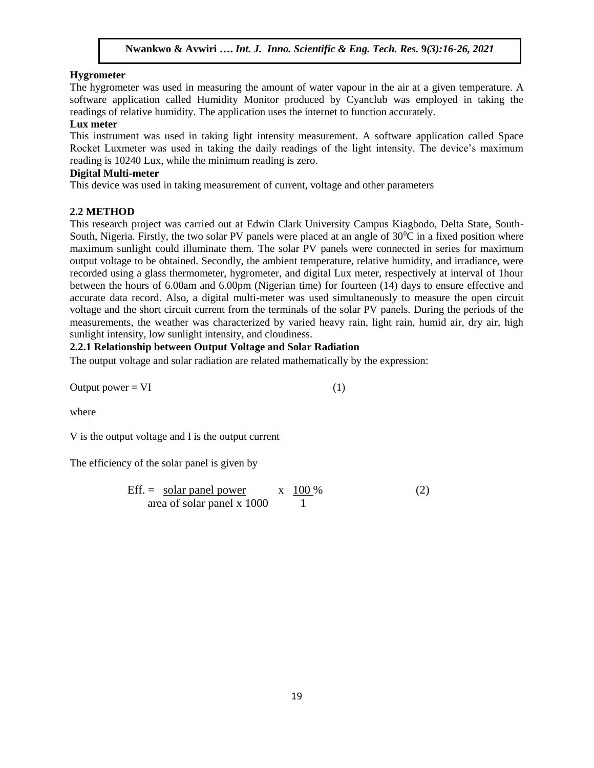**Hygrometer**

The hygrometer was used in measuring the amount of water vapour in the air at a given temperature. A software application called Humidity Monitor produced by Cyanclub was employed in taking the readings of relative humidity. The application uses the internet to function accurately.

**Lux meter**

This instrument was used in taking light intensity measurement. A software application called Space Rocket Luxmeter was used in taking the daily readings of the light intensity. The device's maximum reading is 10240 Lux, while the minimum reading is zero.

**Digital Multi-meter**

This device was used in taking measurement of current, voltage and other parameters

## 2.2 METHOD

This research project was carried out at Edwin Clark University Campus Kiagbodo, Delta State, South-South, Nigeria. Firstly, the two solar PV panels were placed at an angle of $30^0C$ in a fixed position where maximum sunlight could illuminate them. The solar PV panels were connected in series for maximum output voltage to be obtained. Secondly, the ambient temperature, relative humidity, and irradiance, were recorded using a glass thermometer, hygrometer, and digital Lux meter, respectively at interval of 1hour between the hours of 6.00am and 6.00pm (Nigerian time) for fourteen (14) days to ensure effective and accurate data record. Also, a digital multi-meter was used simultaneously to measure the open circuit voltage and the short circuit current from the terminals of the solar PV panels. During the periods of the measurements, the weather was characterized by varied heavy rain, light rain, humid air, dry air, high sunlight intensity, low sunlight intensity, and cloudiness.

### 2.2.1 Relationship between Output Voltage and Solar Radiation

The output voltage and solar radiation are related mathematically by the expression:

$$\text{Output power} = VI \qquad (1)$$

where

V is the output voltage and I is the output current

The efficiency of the solar panel is given by

$$\text{Eff.} = \frac{\text{solar panel power}}{\text{area of solar panel} \times 1000} \times \frac{100}{1}\% \qquad (2)$$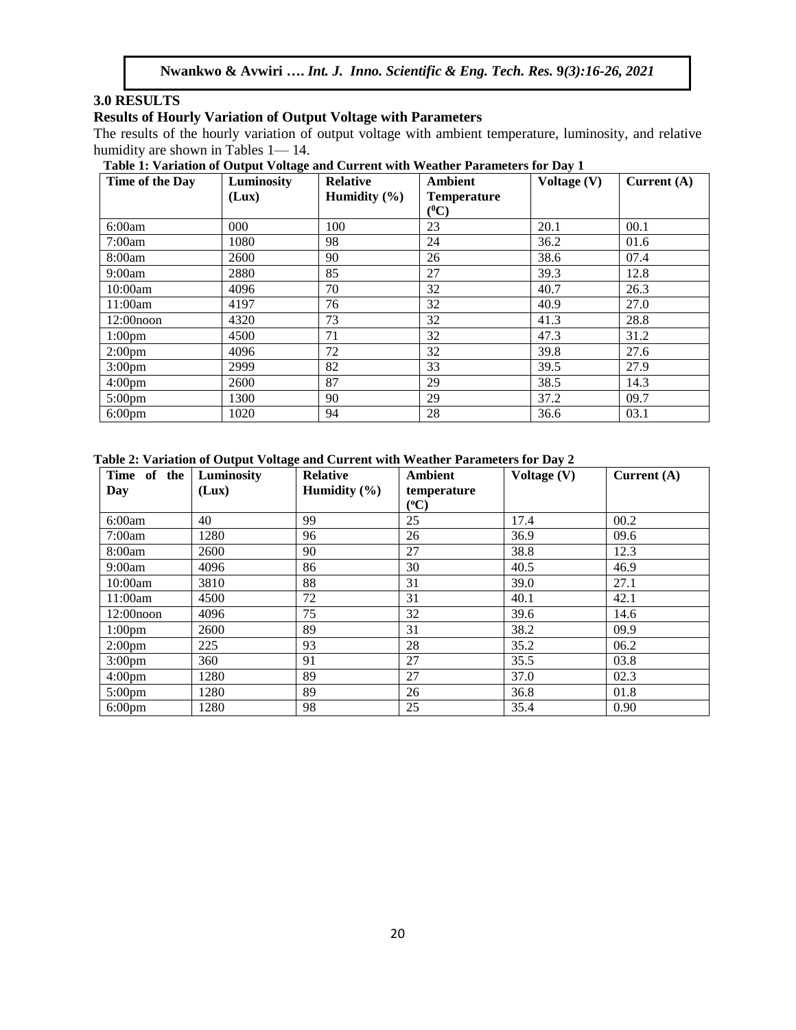## 3.0 RESULTS

### Results of Hourly Variation of Output Voltage with Parameters

The results of the hourly variation of output voltage with ambient temperature, luminosity, and relative humidity are shown in Tables 1— 14.

**Table 1: Variation of Output Voltage and Current with Weather Parameters for Day 1**

| Time of the Day | Luminosity (Lux) | Relative Humidity (%) | Ambient Temperature ($^0$C) | Voltage (V) | Current (A) |
|---|---|---|---|---|---|
| 6:00am | 000 | 100 | 23 | 20.1 | 00.1 |
| 7:00am | 1080 | 98 | 24 | 36.2 | 01.6 |
| 8:00am | 2600 | 90 | 26 | 38.6 | 07.4 |
| 9:00am | 2880 | 85 | 27 | 39.3 | 12.8 |
| 10:00am | 4096 | 70 | 32 | 40.7 | 26.3 |
| 11:00am | 4197 | 76 | 32 | 40.9 | 27.0 |
| 12:00noon | 4320 | 73 | 32 | 41.3 | 28.8 |
| 1:00pm | 4500 | 71 | 32 | 47.3 | 31.2 |
| 2:00pm | 4096 | 72 | 32 | 39.8 | 27.6 |
| 3:00pm | 2999 | 82 | 33 | 39.5 | 27.9 |
| 4:00pm | 2600 | 87 | 29 | 38.5 | 14.3 |
| 5:00pm | 1300 | 90 | 29 | 37.2 | 09.7 |
| 6:00pm | 1020 | 94 | 28 | 36.6 | 03.1 |

**Table 2: Variation of Output Voltage and Current with Weather Parameters for Day 2**

| Time of the Day | Luminosity (Lux) | Relative Humidity (%) | Ambient temperature ($^o$C) | Voltage (V) | Current (A) |
|---|---|---|---|---|---|
| 6:00am | 40 | 99 | 25 | 17.4 | 00.2 |
| 7:00am | 1280 | 96 | 26 | 36.9 | 09.6 |
| 8:00am | 2600 | 90 | 27 | 38.8 | 12.3 |
| 9:00am | 4096 | 86 | 30 | 40.5 | 46.9 |
| 10:00am | 3810 | 88 | 31 | 39.0 | 27.1 |
| 11:00am | 4500 | 72 | 31 | 40.1 | 42.1 |
| 12:00noon | 4096 | 75 | 32 | 39.6 | 14.6 |
| 1:00pm | 2600 | 89 | 31 | 38.2 | 09.9 |
| 2:00pm | 225 | 93 | 28 | 35.2 | 06.2 |
| 3:00pm | 360 | 91 | 27 | 35.5 | 03.8 |
| 4:00pm | 1280 | 89 | 27 | 37.0 | 02.3 |
| 5:00pm | 1280 | 89 | 26 | 36.8 | 01.8 |
| 6:00pm | 1280 | 98 | 25 | 35.4 | 0.90 |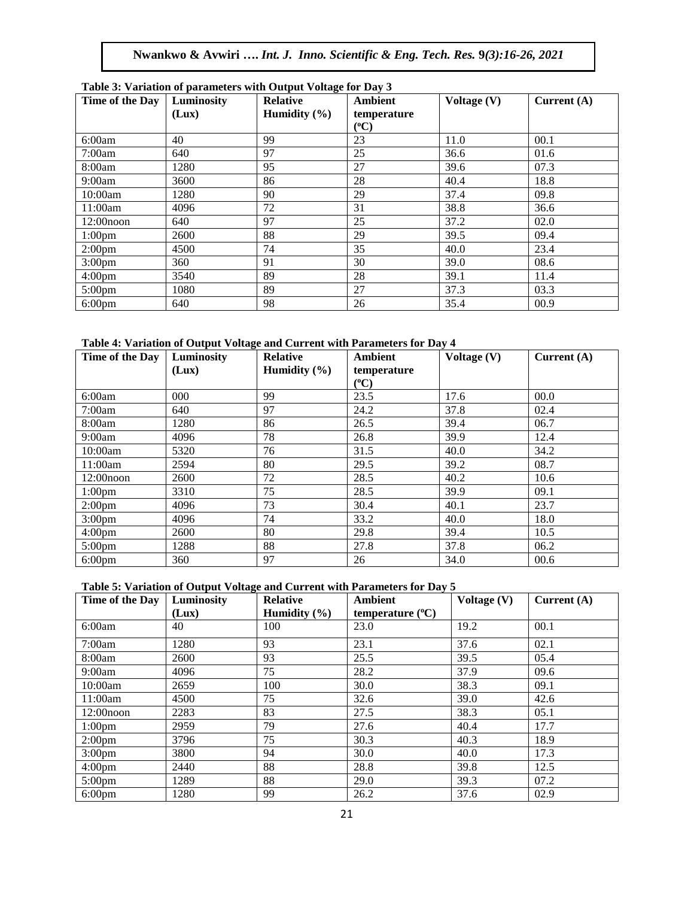**Table 3: Variation of parameters with Output Voltage for Day 3**

| Time of the Day | Luminosity (Lux) | Relative Humidity (%) | Ambient temperature (ºC) | Voltage (V) | Current (A) |
|---|---|---|---|---|---|
| 6:00am | 40 | 99 | 23 | 11.0 | 00.1 |
| 7:00am | 640 | 97 | 25 | 36.6 | 01.6 |
| 8:00am | 1280 | 95 | 27 | 39.6 | 07.3 |
| 9:00am | 3600 | 86 | 28 | 40.4 | 18.8 |
| 10:00am | 1280 | 90 | 29 | 37.4 | 09.8 |
| 11:00am | 4096 | 72 | 31 | 38.8 | 36.6 |
| 12:00noon | 640 | 97 | 25 | 37.2 | 02.0 |
| 1:00pm | 2600 | 88 | 29 | 39.5 | 09.4 |
| 2:00pm | 4500 | 74 | 35 | 40.0 | 23.4 |
| 3:00pm | 360 | 91 | 30 | 39.0 | 08.6 |
| 4:00pm | 3540 | 89 | 28 | 39.1 | 11.4 |
| 5:00pm | 1080 | 89 | 27 | 37.3 | 03.3 |
| 6:00pm | 640 | 98 | 26 | 35.4 | 00.9 |

**Table 4: Variation of Output Voltage and Current with Parameters for Day 4**

| Time of the Day | Luminosity (Lux) | Relative Humidity (%) | Ambient temperature (ºC) | Voltage (V) | Current (A) |
|---|---|---|---|---|---|
| 6:00am | 000 | 99 | 23.5 | 17.6 | 00.0 |
| 7:00am | 640 | 97 | 24.2 | 37.8 | 02.4 |
| 8:00am | 1280 | 86 | 26.5 | 39.4 | 06.7 |
| 9:00am | 4096 | 78 | 26.8 | 39.9 | 12.4 |
| 10:00am | 5320 | 76 | 31.5 | 40.0 | 34.2 |
| 11:00am | 2594 | 80 | 29.5 | 39.2 | 08.7 |
| 12:00noon | 2600 | 72 | 28.5 | 40.2 | 10.6 |
| 1:00pm | 3310 | 75 | 28.5 | 39.9 | 09.1 |
| 2:00pm | 4096 | 73 | 30.4 | 40.1 | 23.7 |
| 3:00pm | 4096 | 74 | 33.2 | 40.0 | 18.0 |
| 4:00pm | 2600 | 80 | 29.8 | 39.4 | 10.5 |
| 5:00pm | 1288 | 88 | 27.8 | 37.8 | 06.2 |
| 6:00pm | 360 | 97 | 26 | 34.0 | 00.6 |

**Table 5: Variation of Output Voltage and Current with Parameters for Day 5**

| Time of the Day | Luminosity (Lux) | Relative Humidity (%) | Ambient temperature (ºC) | Voltage (V) | Current (A) |
|---|---|---|---|---|---|
| 6:00am | 40 | 100 | 23.0 | 19.2 | 00.1 |
| 7:00am | 1280 | 93 | 23.1 | 37.6 | 02.1 |
| 8:00am | 2600 | 93 | 25.5 | 39.5 | 05.4 |
| 9:00am | 4096 | 75 | 28.2 | 37.9 | 09.6 |
| 10:00am | 2659 | 100 | 30.0 | 38.3 | 09.1 |
| 11:00am | 4500 | 75 | 32.6 | 39.0 | 42.6 |
| 12:00noon | 2283 | 83 | 27.5 | 38.3 | 05.1 |
| 1:00pm | 2959 | 79 | 27.6 | 40.4 | 17.7 |
| 2:00pm | 3796 | 75 | 30.3 | 40.3 | 18.9 |
| 3:00pm | 3800 | 94 | 30.0 | 40.0 | 17.3 |
| 4:00pm | 2440 | 88 | 28.8 | 39.8 | 12.5 |
| 5:00pm | 1289 | 88 | 29.0 | 39.3 | 07.2 |
| 6:00pm | 1280 | 99 | 26.2 | 37.6 | 02.9 |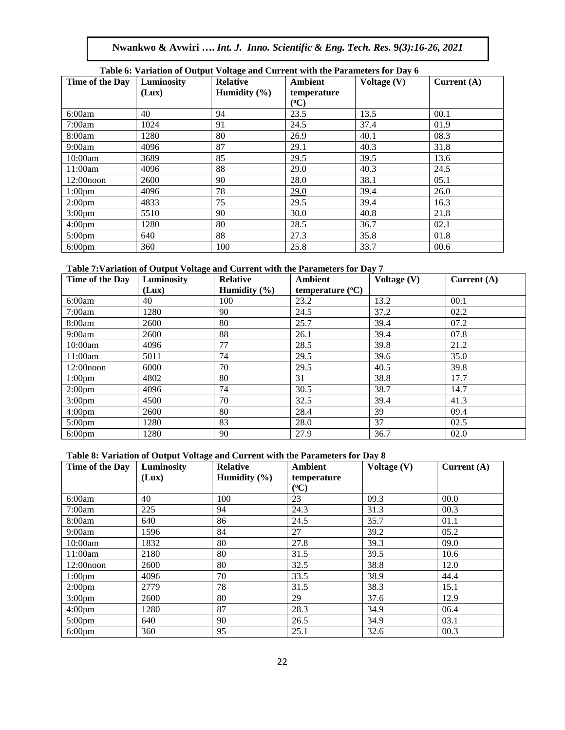**Table 6: Variation of Output Voltage and Current with the Parameters for Day 6**

| Time of the Day | Luminosity (Lux) | Relative Humidity (%) | Ambient temperature (ºC) | Voltage (V) | Current (A) |
|---|---|---|---|---|---|
| 6:00am | 40 | 94 | 23.5 | 13.5 | 00.1 |
| 7:00am | 1024 | 91 | 24.5 | 37.4 | 01.9 |
| 8:00am | 1280 | 80 | 26.9 | 40.1 | 08.3 |
| 9:00am | 4096 | 87 | 29.1 | 40.3 | 31.8 |
| 10:00am | 3689 | 85 | 29.5 | 39.5 | 13.6 |
| 11:00am | 4096 | 88 | 29.0 | 40.3 | 24.5 |
| 12:00noon | 2600 | 90 | 28.0 | 38.1 | 05.1 |
| 1:00pm | 4096 | 78 | 29.0 | 39.4 | 26.0 |
| 2:00pm | 4833 | 75 | 29.5 | 39.4 | 16.3 |
| 3:00pm | 5510 | 90 | 30.0 | 40.8 | 21.8 |
| 4:00pm | 1280 | 80 | 28.5 | 36.7 | 02.1 |
| 5:00pm | 640 | 88 | 27.3 | 35.8 | 01.8 |
| 6:00pm | 360 | 100 | 25.8 | 33.7 | 00.6 |

**Table 7:Variation of Output Voltage and Current with the Parameters for Day 7**

| Time of the Day | Luminosity (Lux) | Relative Humidity (%) | Ambient temperature (ºC) | Voltage (V) | Current (A) |
|---|---|---|---|---|---|
| 6:00am | 40 | 100 | 23.2 | 13.2 | 00.1 |
| 7:00am | 1280 | 90 | 24.5 | 37.2 | 02.2 |
| 8:00am | 2600 | 80 | 25.7 | 39.4 | 07.2 |
| 9:00am | 2600 | 88 | 26.1 | 39.4 | 07.8 |
| 10:00am | 4096 | 77 | 28.5 | 39.8 | 21.2 |
| 11:00am | 5011 | 74 | 29.5 | 39.6 | 35.0 |
| 12:00noon | 6000 | 70 | 29.5 | 40.5 | 39.8 |
| 1:00pm | 4802 | 80 | 31 | 38.8 | 17.7 |
| 2:00pm | 4096 | 74 | 30.5 | 38.7 | 14.7 |
| 3:00pm | 4500 | 70 | 32.5 | 39.4 | 41.3 |
| 4:00pm | 2600 | 80 | 28.4 | 39 | 09.4 |
| 5:00pm | 1280 | 83 | 28.0 | 37 | 02.5 |
| 6:00pm | 1280 | 90 | 27.9 | 36.7 | 02.0 |

**Table 8: Variation of Output Voltage and Current with the Parameters for Day 8**

| Time of the Day | Luminosity (Lux) | Relative Humidity (%) | Ambient temperature (ºC) | Voltage (V) | Current (A) |
|---|---|---|---|---|---|
| 6:00am | 40 | 100 | 23 | 09.3 | 00.0 |
| 7:00am | 225 | 94 | 24.3 | 31.3 | 00.3 |
| 8:00am | 640 | 86 | 24.5 | 35.7 | 01.1 |
| 9:00am | 1596 | 84 | 27 | 39.2 | 05.2 |
| 10:00am | 1832 | 80 | 27.8 | 39.3 | 09.0 |
| 11:00am | 2180 | 80 | 31.5 | 39.5 | 10.6 |
| 12:00noon | 2600 | 80 | 32.5 | 38.8 | 12.0 |
| 1:00pm | 4096 | 70 | 33.5 | 38.9 | 44.4 |
| 2:00pm | 2779 | 78 | 31.5 | 38.3 | 15.1 |
| 3:00pm | 2600 | 80 | 29 | 37.6 | 12.9 |
| 4:00pm | 1280 | 87 | 28.3 | 34.9 | 06.4 |
| 5:00pm | 640 | 90 | 26.5 | 34.9 | 03.1 |
| 6:00pm | 360 | 95 | 25.1 | 32.6 | 00.3 |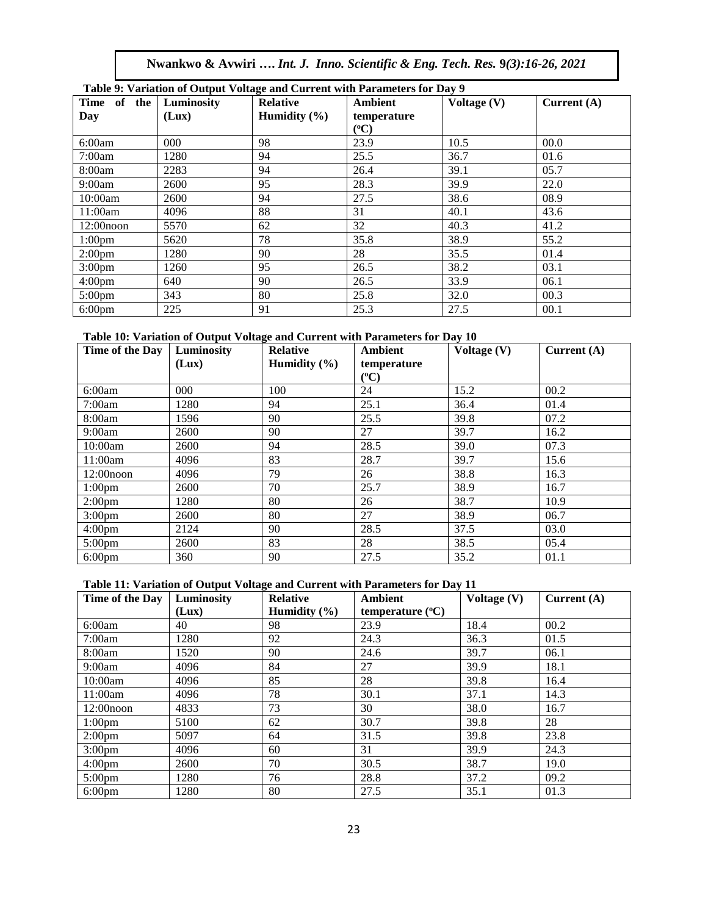**Table 9: Variation of Output Voltage and Current with Parameters for Day 9**

| Time of the Day | Luminosity (Lux) | Relative Humidity (%) | Ambient temperature (°C) | Voltage (V) | Current (A) |
|---|---|---|---|---|---|
| 6:00am | 000 | 98 | 23.9 | 10.5 | 00.0 |
| 7:00am | 1280 | 94 | 25.5 | 36.7 | 01.6 |
| 8:00am | 2283 | 94 | 26.4 | 39.1 | 05.7 |
| 9:00am | 2600 | 95 | 28.3 | 39.9 | 22.0 |
| 10:00am | 2600 | 94 | 27.5 | 38.6 | 08.9 |
| 11:00am | 4096 | 88 | 31 | 40.1 | 43.6 |
| 12:00noon | 5570 | 62 | 32 | 40.3 | 41.2 |
| 1:00pm | 5620 | 78 | 35.8 | 38.9 | 55.2 |
| 2:00pm | 1280 | 90 | 28 | 35.5 | 01.4 |
| 3:00pm | 1260 | 95 | 26.5 | 38.2 | 03.1 |
| 4:00pm | 640 | 90 | 26.5 | 33.9 | 06.1 |
| 5:00pm | 343 | 80 | 25.8 | 32.0 | 00.3 |
| 6:00pm | 225 | 91 | 25.3 | 27.5 | 00.1 |

**Table 10: Variation of Output Voltage and Current with Parameters for Day 10**

| Time of the Day | Luminosity (Lux) | Relative Humidity (%) | Ambient temperature (°C) | Voltage (V) | Current (A) |
|---|---|---|---|---|---|
| 6:00am | 000 | 100 | 24 | 15.2 | 00.2 |
| 7:00am | 1280 | 94 | 25.1 | 36.4 | 01.4 |
| 8:00am | 1596 | 90 | 25.5 | 39.8 | 07.2 |
| 9:00am | 2600 | 90 | 27 | 39.7 | 16.2 |
| 10:00am | 2600 | 94 | 28.5 | 39.0 | 07.3 |
| 11:00am | 4096 | 83 | 28.7 | 39.7 | 15.6 |
| 12:00noon | 4096 | 79 | 26 | 38.8 | 16.3 |
| 1:00pm | 2600 | 70 | 25.7 | 38.9 | 16.7 |
| 2:00pm | 1280 | 80 | 26 | 38.7 | 10.9 |
| 3:00pm | 2600 | 80 | 27 | 38.9 | 06.7 |
| 4:00pm | 2124 | 90 | 28.5 | 37.5 | 03.0 |
| 5:00pm | 2600 | 83 | 28 | 38.5 | 05.4 |
| 6:00pm | 360 | 90 | 27.5 | 35.2 | 01.1 |

**Table 11: Variation of Output Voltage and Current with Parameters for Day 11**

| Time of the Day | Luminosity (Lux) | Relative Humidity (%) | Ambient temperature (°C) | Voltage (V) | Current (A) |
|---|---|---|---|---|---|
| 6:00am | 40 | 98 | 23.9 | 18.4 | 00.2 |
| 7:00am | 1280 | 92 | 24.3 | 36.3 | 01.5 |
| 8:00am | 1520 | 90 | 24.6 | 39.7 | 06.1 |
| 9:00am | 4096 | 84 | 27 | 39.9 | 18.1 |
| 10:00am | 4096 | 85 | 28 | 39.8 | 16.4 |
| 11:00am | 4096 | 78 | 30.1 | 37.1 | 14.3 |
| 12:00noon | 4833 | 73 | 30 | 38.0 | 16.7 |
| 1:00pm | 5100 | 62 | 30.7 | 39.8 | 28 |
| 2:00pm | 5097 | 64 | 31.5 | 39.8 | 23.8 |
| 3:00pm | 4096 | 60 | 31 | 39.9 | 24.3 |
| 4:00pm | 2600 | 70 | 30.5 | 38.7 | 19.0 |
| 5:00pm | 1280 | 76 | 28.8 | 37.2 | 09.2 |
| 6:00pm | 1280 | 80 | 27.5 | 35.1 | 01.3 |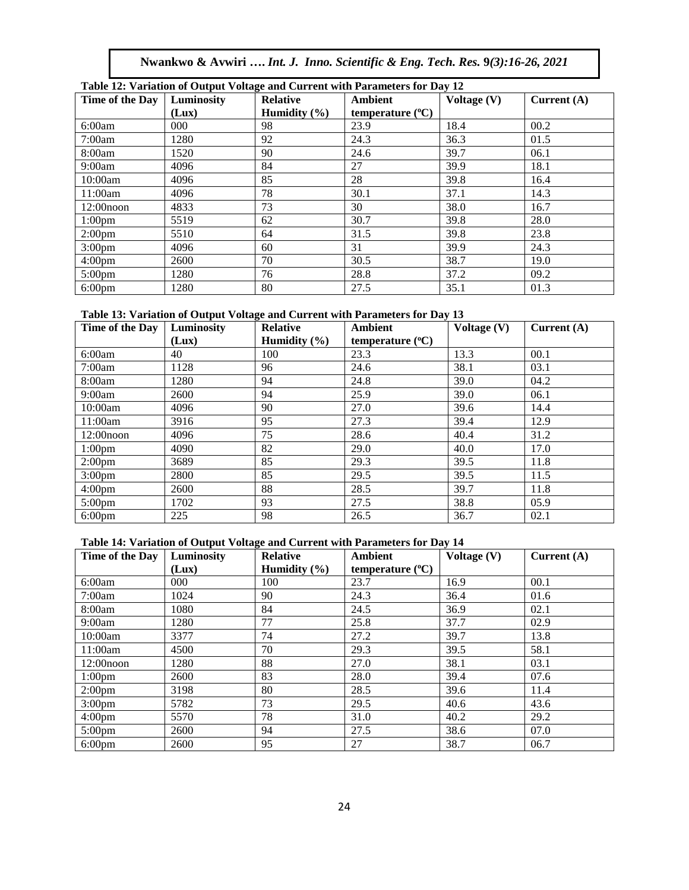**Table 12: Variation of Output Voltage and Current with Parameters for Day 12**

| Time of the Day | Luminosity (Lux) | Relative Humidity (%) | Ambient temperature (ºC) | Voltage (V) | Current (A) |
|---|---|---|---|---|---|
| 6:00am | 000 | 98 | 23.9 | 18.4 | 00.2 |
| 7:00am | 1280 | 92 | 24.3 | 36.3 | 01.5 |
| 8:00am | 1520 | 90 | 24.6 | 39.7 | 06.1 |
| 9:00am | 4096 | 84 | 27 | 39.9 | 18.1 |
| 10:00am | 4096 | 85 | 28 | 39.8 | 16.4 |
| 11:00am | 4096 | 78 | 30.1 | 37.1 | 14.3 |
| 12:00noon | 4833 | 73 | 30 | 38.0 | 16.7 |
| 1:00pm | 5519 | 62 | 30.7 | 39.8 | 28.0 |
| 2:00pm | 5510 | 64 | 31.5 | 39.8 | 23.8 |
| 3:00pm | 4096 | 60 | 31 | 39.9 | 24.3 |
| 4:00pm | 2600 | 70 | 30.5 | 38.7 | 19.0 |
| 5:00pm | 1280 | 76 | 28.8 | 37.2 | 09.2 |
| 6:00pm | 1280 | 80 | 27.5 | 35.1 | 01.3 |

**Table 13: Variation of Output Voltage and Current with Parameters for Day 13**

| Time of the Day | Luminosity (Lux) | Relative Humidity (%) | Ambient temperature (ºC) | Voltage (V) | Current (A) |
|---|---|---|---|---|---|
| 6:00am | 40 | 100 | 23.3 | 13.3 | 00.1 |
| 7:00am | 1128 | 96 | 24.6 | 38.1 | 03.1 |
| 8:00am | 1280 | 94 | 24.8 | 39.0 | 04.2 |
| 9:00am | 2600 | 94 | 25.9 | 39.0 | 06.1 |
| 10:00am | 4096 | 90 | 27.0 | 39.6 | 14.4 |
| 11:00am | 3916 | 95 | 27.3 | 39.4 | 12.9 |
| 12:00noon | 4096 | 75 | 28.6 | 40.4 | 31.2 |
| 1:00pm | 4090 | 82 | 29.0 | 40.0 | 17.0 |
| 2:00pm | 3689 | 85 | 29.3 | 39.5 | 11.8 |
| 3:00pm | 2800 | 85 | 29.5 | 39.5 | 11.5 |
| 4:00pm | 2600 | 88 | 28.5 | 39.7 | 11.8 |
| 5:00pm | 1702 | 93 | 27.5 | 38.8 | 05.9 |
| 6:00pm | 225 | 98 | 26.5 | 36.7 | 02.1 |

**Table 14: Variation of Output Voltage and Current with Parameters for Day 14**

| Time of the Day | Luminosity (Lux) | Relative Humidity (%) | Ambient temperature (ºC) | Voltage (V) | Current (A) |
|---|---|---|---|---|---|
| 6:00am | 000 | 100 | 23.7 | 16.9 | 00.1 |
| 7:00am | 1024 | 90 | 24.3 | 36.4 | 01.6 |
| 8:00am | 1080 | 84 | 24.5 | 36.9 | 02.1 |
| 9:00am | 1280 | 77 | 25.8 | 37.7 | 02.9 |
| 10:00am | 3377 | 74 | 27.2 | 39.7 | 13.8 |
| 11:00am | 4500 | 70 | 29.3 | 39.5 | 58.1 |
| 12:00noon | 1280 | 88 | 27.0 | 38.1 | 03.1 |
| 1:00pm | 2600 | 83 | 28.0 | 39.4 | 07.6 |
| 2:00pm | 3198 | 80 | 28.5 | 39.6 | 11.4 |
| 3:00pm | 5782 | 73 | 29.5 | 40.6 | 43.6 |
| 4:00pm | 5570 | 78 | 31.0 | 40.2 | 29.2 |
| 5:00pm | 2600 | 94 | 27.5 | 38.6 | 07.0 |
| 6:00pm | 2600 | 95 | 27 | 38.7 | 06.7 |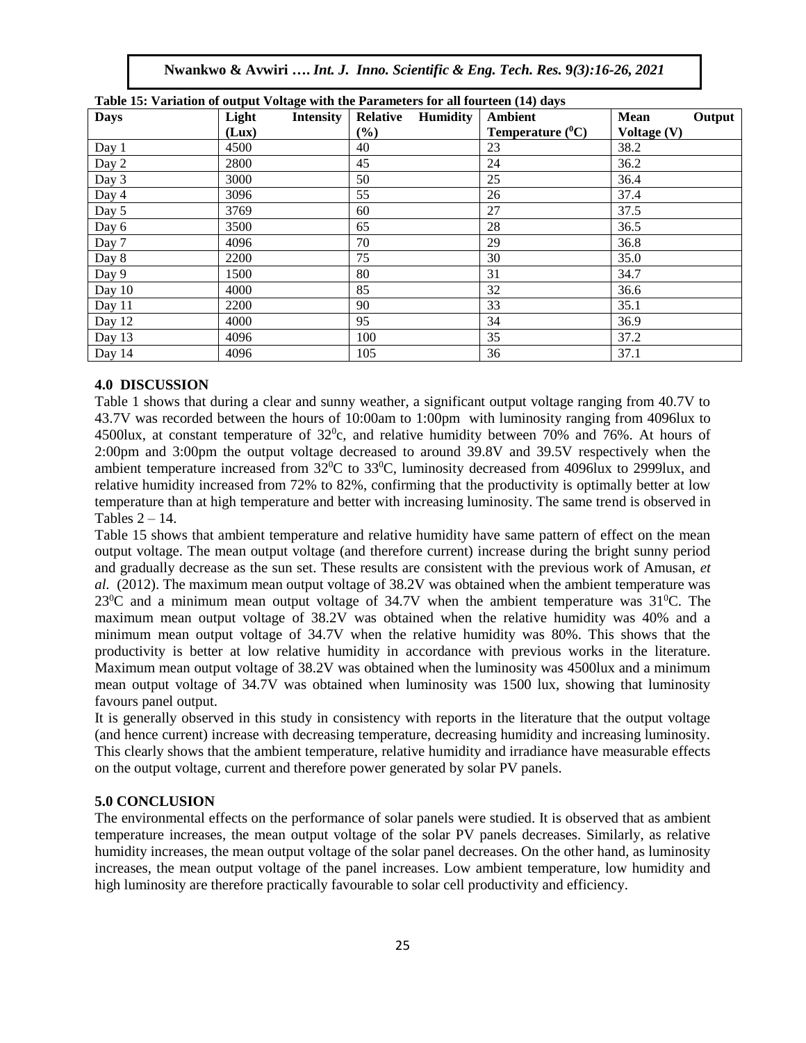**Table 15: Variation of output Voltage with the Parameters for all fourteen (14) days**

| Days | Light Intensity (Lux) | Relative Humidity (%) | Ambient Temperature ($^0$C) | Mean Output Voltage (V) |
|---|---|---|---|---|
| Day 1 | 4500 | 40 | 23 | 38.2 |
| Day 2 | 2800 | 45 | 24 | 36.2 |
| Day 3 | 3000 | 50 | 25 | 36.4 |
| Day 4 | 3096 | 55 | 26 | 37.4 |
| Day 5 | 3769 | 60 | 27 | 37.5 |
| Day 6 | 3500 | 65 | 28 | 36.5 |
| Day 7 | 4096 | 70 | 29 | 36.8 |
| Day 8 | 2200 | 75 | 30 | 35.0 |
| Day 9 | 1500 | 80 | 31 | 34.7 |
| Day 10 | 4000 | 85 | 32 | 36.6 |
| Day 11 | 2200 | 90 | 33 | 35.1 |
| Day 12 | 4000 | 95 | 34 | 36.9 |
| Day 13 | 4096 | 100 | 35 | 37.2 |
| Day 14 | 4096 | 105 | 36 | 37.1 |

## 4.0 DISCUSSION

Table 1 shows that during a clear and sunny weather, a significant output voltage ranging from 40.7V to 43.7V was recorded between the hours of 10:00am to 1:00pm with luminosity ranging from 4096lux to 4500lux, at constant temperature of 32$^0$c, and relative humidity between 70% and 76%. At hours of 2:00pm and 3:00pm the output voltage decreased to around 39.8V and 39.5V respectively when the ambient temperature increased from 32$^0$C to 33$^0$C, luminosity decreased from 4096lux to 2999lux, and relative humidity increased from 72% to 82%, confirming that the productivity is optimally better at low temperature than at high temperature and better with increasing luminosity. The same trend is observed in Tables 2 – 14.

Table 15 shows that ambient temperature and relative humidity have same pattern of effect on the mean output voltage. The mean output voltage (and therefore current) increase during the bright sunny period and gradually decrease as the sun set. These results are consistent with the previous work of Amusan, *et al.* (2012). The maximum mean output voltage of 38.2V was obtained when the ambient temperature was 23$^0$C and a minimum mean output voltage of 34.7V when the ambient temperature was 31$^0$C. The maximum mean output voltage of 38.2V was obtained when the relative humidity was 40% and a minimum mean output voltage of 34.7V when the relative humidity was 80%. This shows that the productivity is better at low relative humidity in accordance with previous works in the literature. Maximum mean output voltage of 38.2V was obtained when the luminosity was 4500lux and a minimum mean output voltage of 34.7V was obtained when luminosity was 1500 lux, showing that luminosity favours panel output.

It is generally observed in this study in consistency with reports in the literature that the output voltage (and hence current) increase with decreasing temperature, decreasing humidity and increasing luminosity. This clearly shows that the ambient temperature, relative humidity and irradiance have measurable effects on the output voltage, current and therefore power generated by solar PV panels.

## 5.0 CONCLUSION

The environmental effects on the performance of solar panels were studied. It is observed that as ambient temperature increases, the mean output voltage of the solar PV panels decreases. Similarly, as relative humidity increases, the mean output voltage of the solar panel decreases. On the other hand, as luminosity increases, the mean output voltage of the panel increases. Low ambient temperature, low humidity and high luminosity are therefore practically favourable to solar cell productivity and efficiency.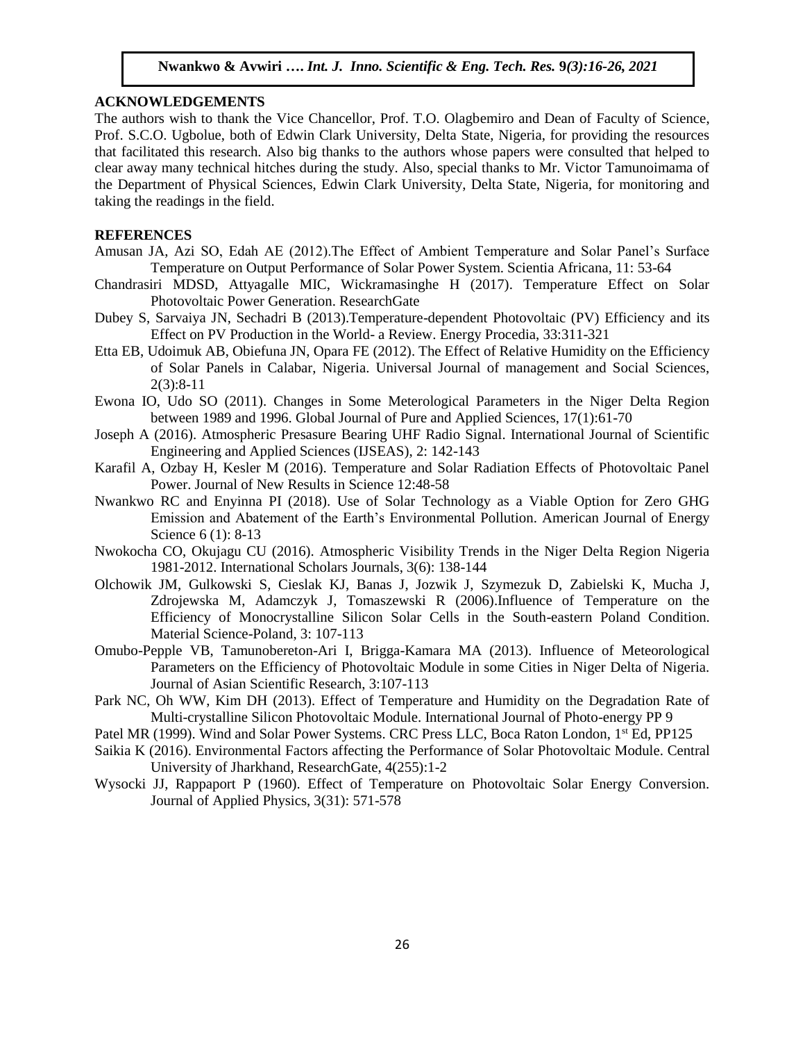## ACKNOWLEDGEMENTS

The authors wish to thank the Vice Chancellor, Prof. T.O. Olagbemiro and Dean of Faculty of Science, Prof. S.C.O. Ugbolue, both of Edwin Clark University, Delta State, Nigeria, for providing the resources that facilitated this research. Also big thanks to the authors whose papers were consulted that helped to clear away many technical hitches during the study. Also, special thanks to Mr. Victor Tamunoimama of the Department of Physical Sciences, Edwin Clark University, Delta State, Nigeria, for monitoring and taking the readings in the field.

## REFERENCES

Amusan JA, Azi SO, Edah AE (2012).The Effect of Ambient Temperature and Solar Panel's Surface Temperature on Output Performance of Solar Power System. Scientia Africana, 11: 53-64

Chandrasiri MDSD, Attyagalle MIC, Wickramasinghe H (2017). Temperature Effect on Solar Photovoltaic Power Generation. ResearchGate

Dubey S, Sarvaiya JN, Sechadri B (2013).Temperature-dependent Photovoltaic (PV) Efficiency and its Effect on PV Production in the World- a Review. Energy Procedia, 33:311-321

Etta EB, Udoimuk AB, Obiefuna JN, Opara FE (2012). The Effect of Relative Humidity on the Efficiency of Solar Panels in Calabar, Nigeria. Universal Journal of management and Social Sciences, 2(3):8-11

Ewona IO, Udo SO (2011). Changes in Some Meterological Parameters in the Niger Delta Region between 1989 and 1996. Global Journal of Pure and Applied Sciences, 17(1):61-70

Joseph A (2016). Atmospheric Presasure Bearing UHF Radio Signal. International Journal of Scientific Engineering and Applied Sciences (IJSEAS), 2: 142-143

Karafil A, Ozbay H, Kesler M (2016). Temperature and Solar Radiation Effects of Photovoltaic Panel Power. Journal of New Results in Science 12:48-58

Nwankwo RC and Enyinna PI (2018). Use of Solar Technology as a Viable Option for Zero GHG Emission and Abatement of the Earth's Environmental Pollution. American Journal of Energy Science 6 (1): 8-13

Nwokocha CO, Okujagu CU (2016). Atmospheric Visibility Trends in the Niger Delta Region Nigeria 1981-2012. International Scholars Journals, 3(6): 138-144

Olchowik JM, Gulkowski S, Cieslak KJ, Banas J, Jozwik J, Szymezuk D, Zabielski K, Mucha J, Zdrojewska M, Adamczyk J, Tomaszewski R (2006).Influence of Temperature on the Efficiency of Monocrystalline Silicon Solar Cells in the South-eastern Poland Condition. Material Science-Poland, 3: 107-113

Omubo-Pepple VB, Tamunobereton-Ari I, Brigga-Kamara MA (2013). Influence of Meteorological Parameters on the Efficiency of Photovoltaic Module in some Cities in Niger Delta of Nigeria. Journal of Asian Scientific Research, 3:107-113

Park NC, Oh WW, Kim DH (2013). Effect of Temperature and Humidity on the Degradation Rate of Multi-crystalline Silicon Photovoltaic Module. International Journal of Photo-energy PP 9

Patel MR (1999). Wind and Solar Power Systems. CRC Press LLC, Boca Raton London, 1st Ed, PP125

Saikia K (2016). Environmental Factors affecting the Performance of Solar Photovoltaic Module. Central University of Jharkhand, ResearchGate, 4(255):1-2

Wysocki JJ, Rappaport P (1960). Effect of Temperature on Photovoltaic Solar Energy Conversion. Journal of Applied Physics, 3(31): 571-578